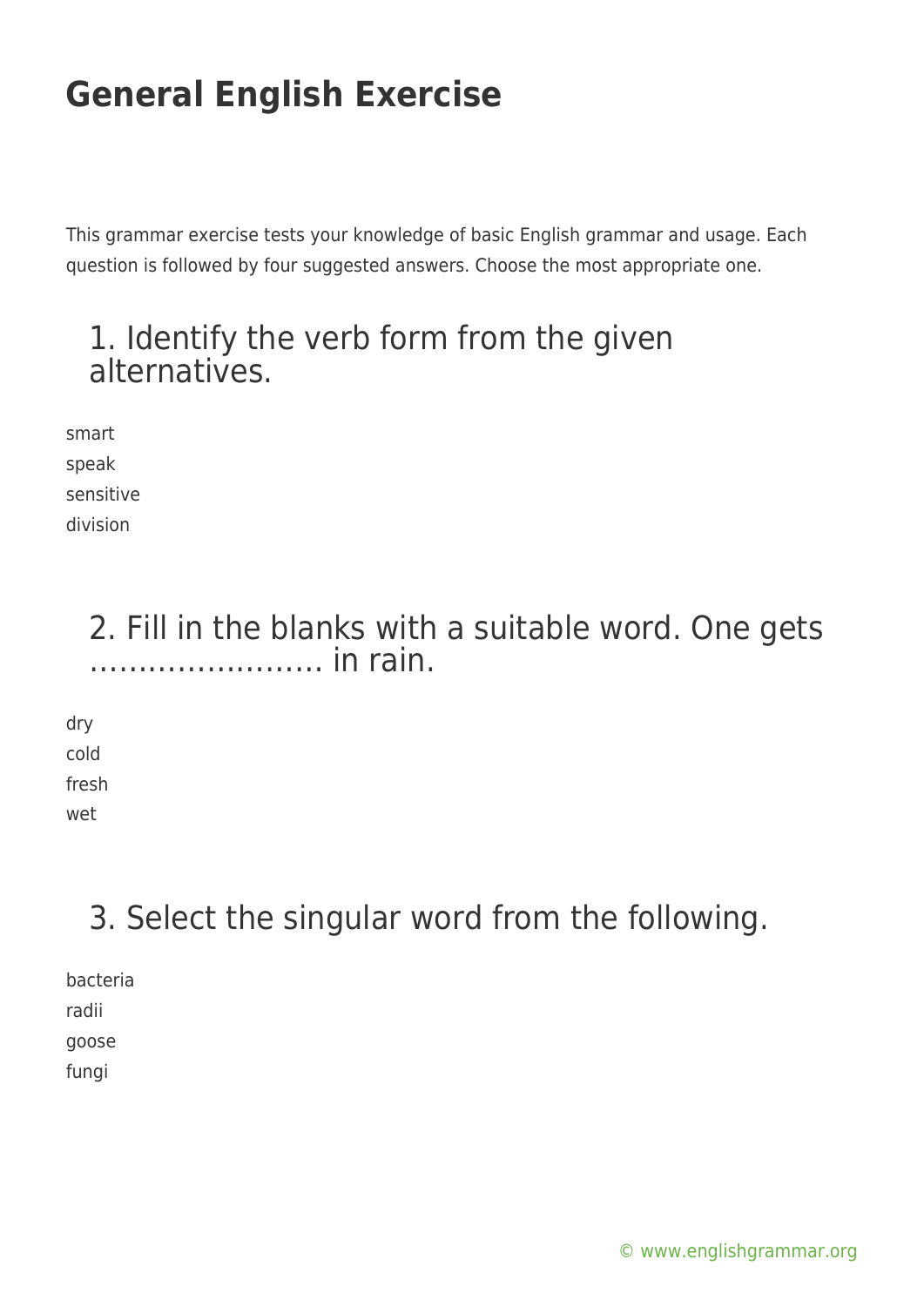# General English Exercise

This grammar exercise tests your knowledge of basic English grammar and usage. Each question is followed by four suggested answers. Choose the most appropriate one.

## 1. Identify the verb form from the given alternatives.

smart
speak
sensitive
division

## 2. Fill in the blanks with a suitable word. One gets …………………… in rain.

dry
cold
fresh
wet

## 3. Select the singular word from the following.

bacteria
radii
goose
fungi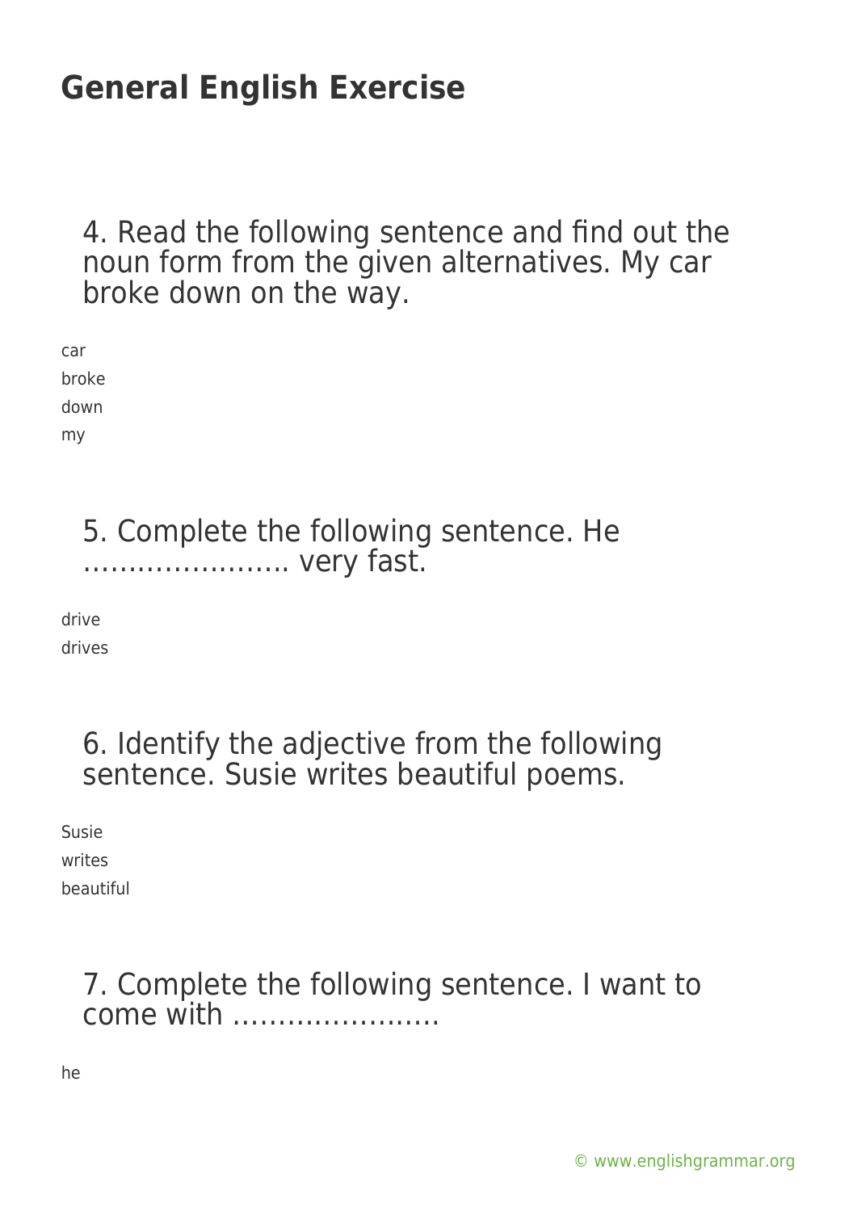# General English Exercise

4. Read the following sentence and find out the noun form from the given alternatives. My car broke down on the way.

car
broke
down
my

5. Complete the following sentence. He ………………….. very fast.

drive
drives

6. Identify the adjective from the following sentence. Susie writes beautiful poems.

Susie
writes
beautiful

7. Complete the following sentence. I want to come with …………………..

he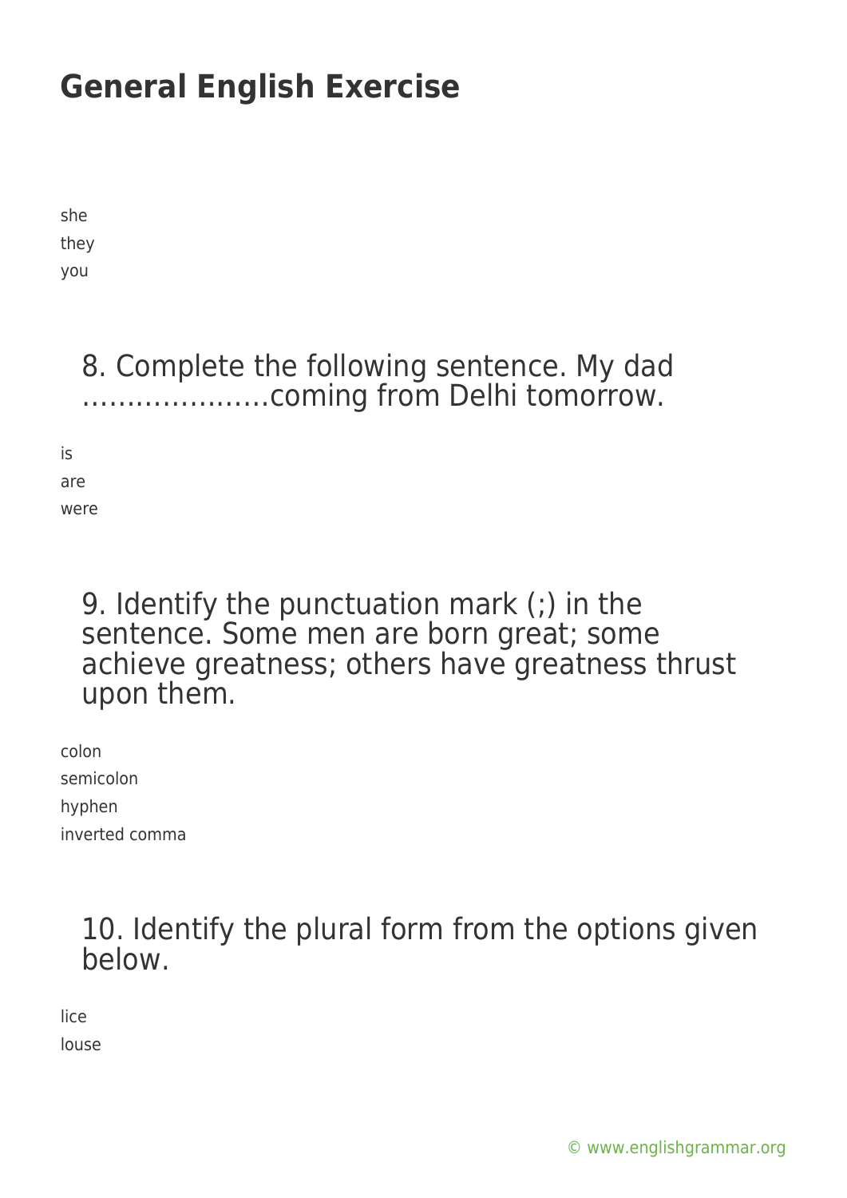she
they
you

8. Complete the following sentence. My dad …………………coming from Delhi tomorrow.

is
are
were

9. Identify the punctuation mark (;) in the sentence. Some men are born great; some achieve greatness; others have greatness thrust upon them.

colon
semicolon
hyphen
inverted comma

10. Identify the plural form from the options given below.

lice
louse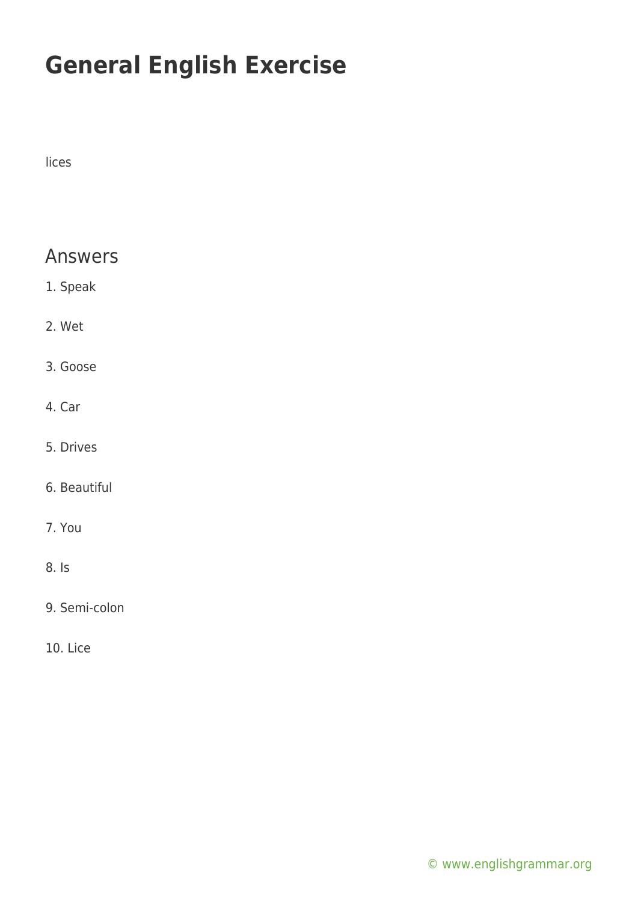# General English Exercise

lices

## Answers

1. Speak

2. Wet

3. Goose

4. Car

5. Drives

6. Beautiful

7. You

8. Is

9. Semi-colon

10. Lice